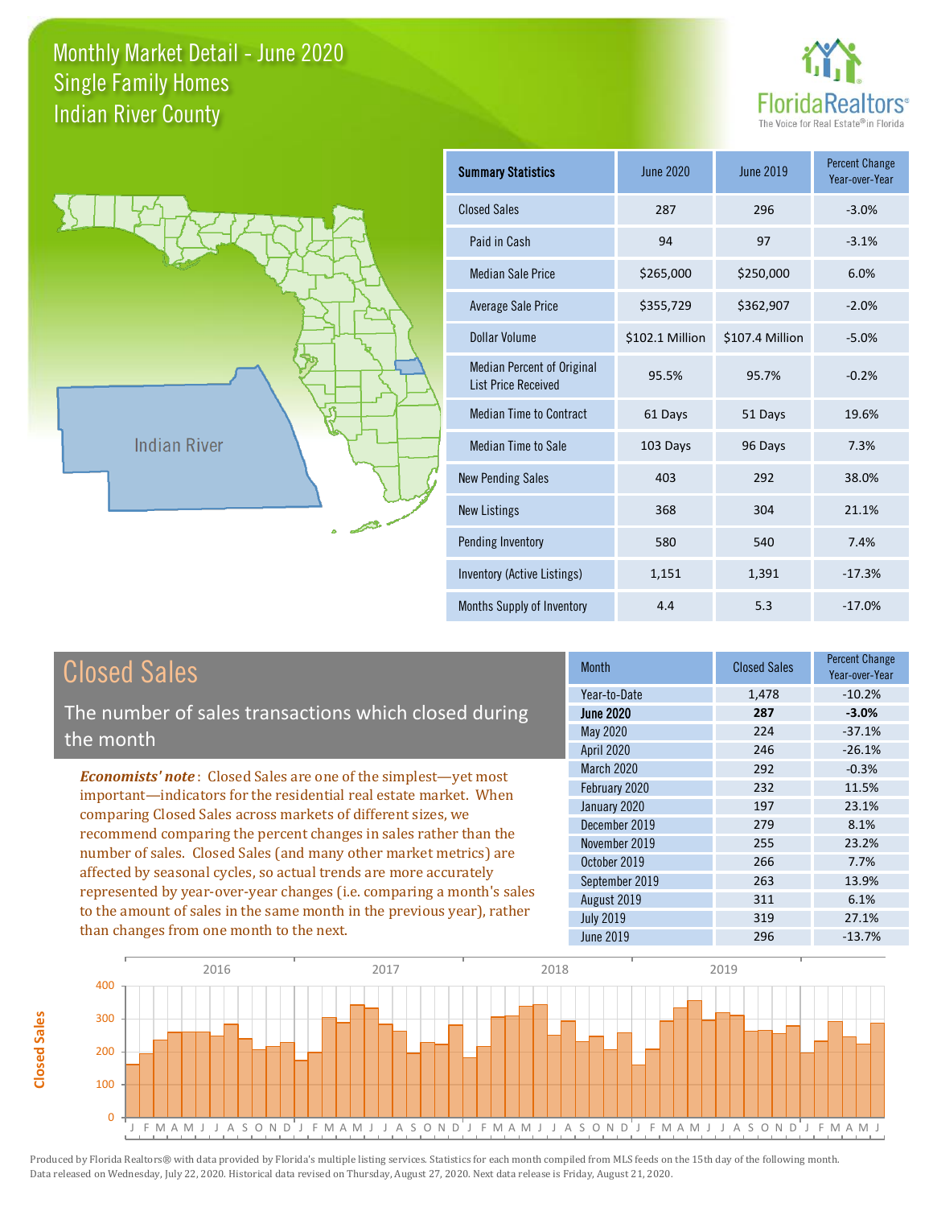# Monthly Market Detail - June 2020
## Single Family Homes
## Indian River County

FloridaRealtors®
The Voice for Real Estate® in Florida

Indian River

| Summary Statistics | June 2020 | June 2019 | Percent Change Year-over-Year |
|---|---|---|---|
| Closed Sales | 287 | 296 | -3.0% |
| Paid in Cash | 94 | 97 | -3.1% |
| Median Sale Price | $265,000 | $250,000 | 6.0% |
| Average Sale Price | $355,729 | $362,907 | -2.0% |
| Dollar Volume | $102.1 Million | $107.4 Million | -5.0% |
| Median Percent of Original List Price Received | 95.5% | 95.7% | -0.2% |
| Median Time to Contract | 61 Days | 51 Days | 19.6% |
| Median Time to Sale | 103 Days | 96 Days | 7.3% |
| New Pending Sales | 403 | 292 | 38.0% |
| New Listings | 368 | 304 | 21.1% |
| Pending Inventory | 580 | 540 | 7.4% |
| Inventory (Active Listings) | 1,151 | 1,391 | -17.3% |
| Months Supply of Inventory | 4.4 | 5.3 | -17.0% |

## Closed Sales

The number of sales transactions which closed during the month

*Economists' note*: Closed Sales are one of the simplest—yet most important—indicators for the residential real estate market. When comparing Closed Sales across markets of different sizes, we recommend comparing the percent changes in sales rather than the number of sales. Closed Sales (and many other market metrics) are affected by seasonal cycles, so actual trends are more accurately represented by year-over-year changes (i.e. comparing a month's sales to the amount of sales in the same month in the previous year), rather than changes from one month to the next.

| Month | Closed Sales | Percent Change Year-over-Year |
|---|---|---|
| Year-to-Date | 1,478 | -10.2% |
| **June 2020** | **287** | **-3.0%** |
| May 2020 | 224 | -37.1% |
| April 2020 | 246 | -26.1% |
| March 2020 | 292 | -0.3% |
| February 2020 | 232 | 11.5% |
| January 2020 | 197 | 23.1% |
| December 2019 | 279 | 8.1% |
| November 2019 | 255 | 23.2% |
| October 2019 | 266 | 7.7% |
| September 2019 | 263 | 13.9% |
| August 2019 | 311 | 6.1% |
| July 2019 | 319 | 27.1% |
| June 2019 | 296 | -13.7% |

Produced by Florida Realtors® with data provided by Florida's multiple listing services. Statistics for each month compiled from MLS feeds on the 15th day of the following month. Data released on Wednesday, July 22, 2020. Historical data revised on Thursday, August 27, 2020. Next data release is Friday, August 21, 2020.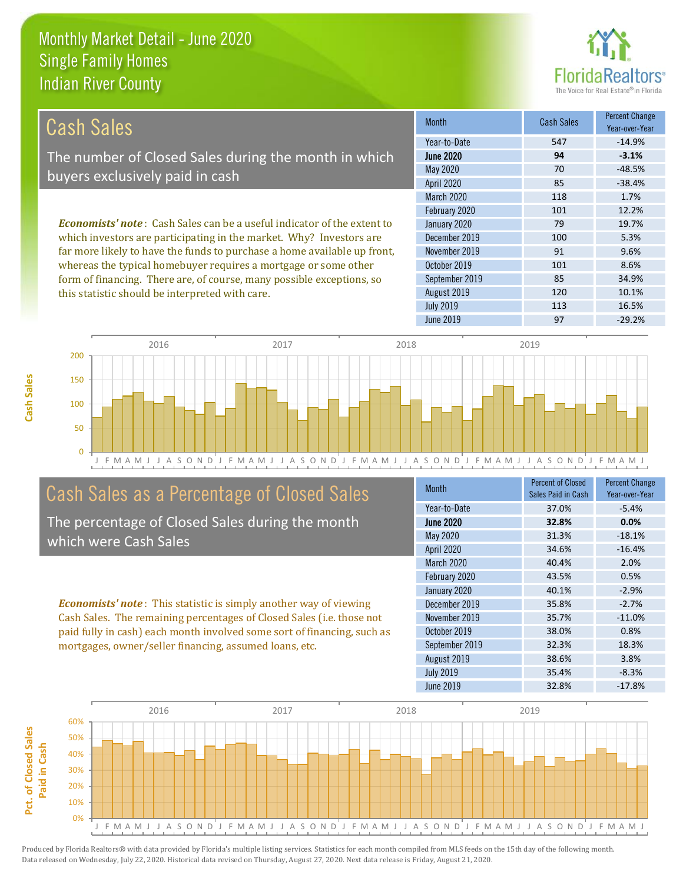# Monthly Market Detail - June 2020
## Single Family Homes
## Indian River County

## Cash Sales

The number of Closed Sales during the month in which buyers exclusively paid in cash

*Economists' note*: Cash Sales can be a useful indicator of the extent to which investors are participating in the market. Why? Investors are far more likely to have the funds to purchase a home available up front, whereas the typical homebuyer requires a mortgage or some other form of financing. There are, of course, many possible exceptions, so this statistic should be interpreted with care.

| Month | Cash Sales | Percent Change Year-over-Year |
|---|---|---|
| Year-to-Date | 547 | -14.9% |
| **June 2020** | **94** | **-3.1%** |
| May 2020 | 70 | -48.5% |
| April 2020 | 85 | -38.4% |
| March 2020 | 118 | 1.7% |
| February 2020 | 101 | 12.2% |
| January 2020 | 79 | 19.7% |
| December 2019 | 100 | 5.3% |
| November 2019 | 91 | 9.6% |
| October 2019 | 101 | 8.6% |
| September 2019 | 85 | 34.9% |
| August 2019 | 120 | 10.1% |
| July 2019 | 113 | 16.5% |
| June 2019 | 97 | -29.2% |

## Cash Sales as a Percentage of Closed Sales

The percentage of Closed Sales during the month which were Cash Sales

*Economists' note*: This statistic is simply another way of viewing Cash Sales. The remaining percentages of Closed Sales (i.e. those not paid fully in cash) each month involved some sort of financing, such as mortgages, owner/seller financing, assumed loans, etc.

| Month | Percent of Closed Sales Paid in Cash | Percent Change Year-over-Year |
|---|---|---|
| Year-to-Date | 37.0% | -5.4% |
| **June 2020** | **32.8%** | **0.0%** |
| May 2020 | 31.3% | -18.1% |
| April 2020 | 34.6% | -16.4% |
| March 2020 | 40.4% | 2.0% |
| February 2020 | 43.5% | 0.5% |
| January 2020 | 40.1% | -2.9% |
| December 2019 | 35.8% | -2.7% |
| November 2019 | 35.7% | -11.0% |
| October 2019 | 38.0% | 0.8% |
| September 2019 | 32.3% | 18.3% |
| August 2019 | 38.6% | 3.8% |
| July 2019 | 35.4% | -8.3% |
| June 2019 | 32.8% | -17.8% |

Produced by Florida Realtors® with data provided by Florida's multiple listing services. Statistics for each month compiled from MLS feeds on the 15th day of the following month. Data released on Wednesday, July 22, 2020. Historical data revised on Thursday, August 27, 2020. Next data release is Friday, August 21, 2020.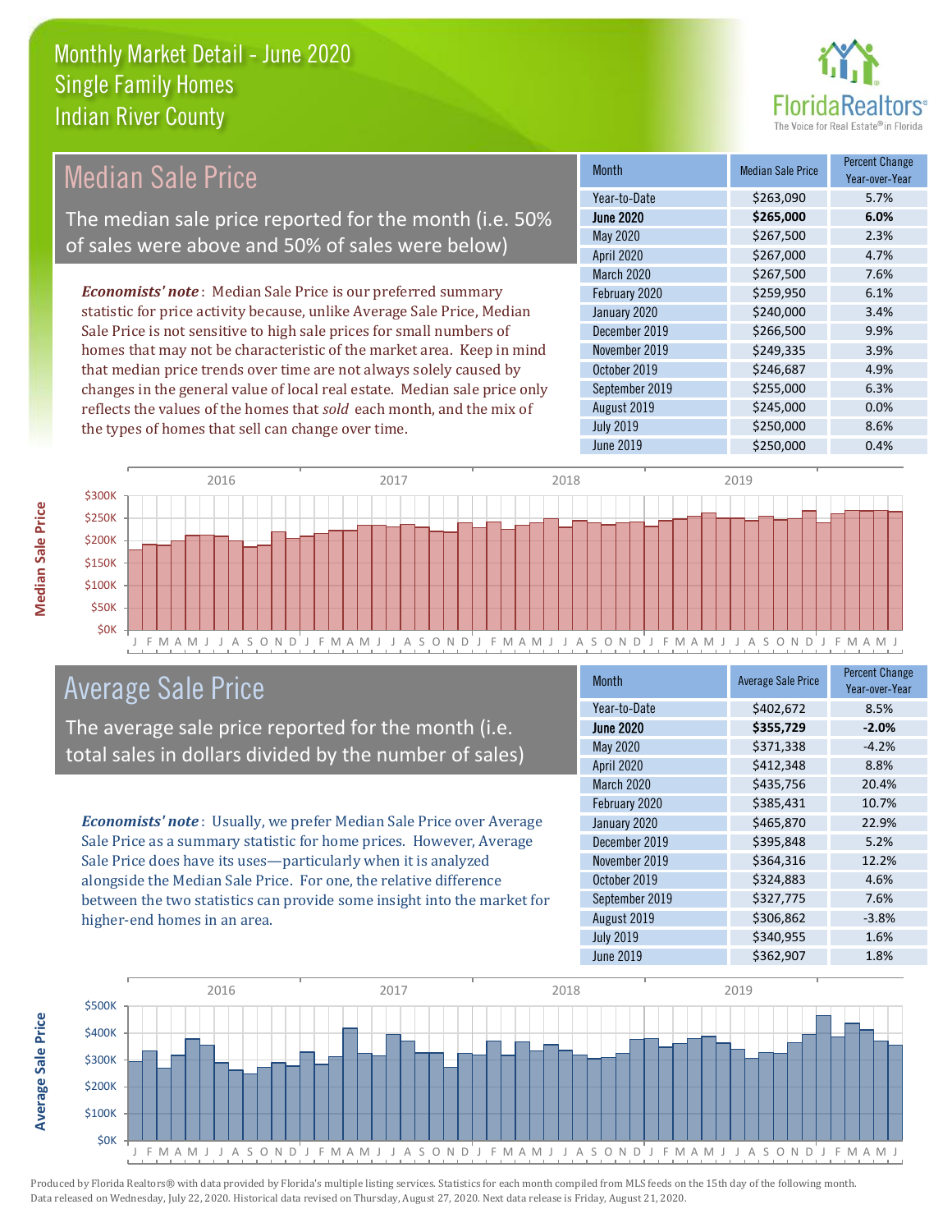# Monthly Market Detail - June 2020
## Single Family Homes
## Indian River County

## Median Sale Price

The median sale price reported for the month (i.e. 50% of sales were above and 50% of sales were below)

*Economists' note*: Median Sale Price is our preferred summary statistic for price activity because, unlike Average Sale Price, Median Sale Price is not sensitive to high sale prices for small numbers of homes that may not be characteristic of the market area. Keep in mind that median price trends over time are not always solely caused by changes in the general value of local real estate. Median sale price only reflects the values of the homes that *sold* each month, and the mix of the types of homes that sell can change over time.

| Month | Median Sale Price | Percent Change Year-over-Year |
|---|---|---|
| Year-to-Date | $263,090 | 5.7% |
| **June 2020** | **$265,000** | **6.0%** |
| May 2020 | $267,500 | 2.3% |
| April 2020 | $267,000 | 4.7% |
| March 2020 | $267,500 | 7.6% |
| February 2020 | $259,950 | 6.1% |
| January 2020 | $240,000 | 3.4% |
| December 2019 | $266,500 | 9.9% |
| November 2019 | $249,335 | 3.9% |
| October 2019 | $246,687 | 4.9% |
| September 2019 | $255,000 | 6.3% |
| August 2019 | $245,000 | 0.0% |
| July 2019 | $250,000 | 8.6% |
| June 2019 | $250,000 | 0.4% |

## Average Sale Price

The average sale price reported for the month (i.e. total sales in dollars divided by the number of sales)

*Economists' note*: Usually, we prefer Median Sale Price over Average Sale Price as a summary statistic for home prices. However, Average Sale Price does have its uses—particularly when it is analyzed alongside the Median Sale Price. For one, the relative difference between the two statistics can provide some insight into the market for higher-end homes in an area.

| Month | Average Sale Price | Percent Change Year-over-Year |
|---|---|---|
| Year-to-Date | $402,672 | 8.5% |
| **June 2020** | **$355,729** | **-2.0%** |
| May 2020 | $371,338 | -4.2% |
| April 2020 | $412,348 | 8.8% |
| March 2020 | $435,756 | 20.4% |
| February 2020 | $385,431 | 10.7% |
| January 2020 | $465,870 | 22.9% |
| December 2019 | $395,848 | 5.2% |
| November 2019 | $364,316 | 12.2% |
| October 2019 | $324,883 | 4.6% |
| September 2019 | $327,775 | 7.6% |
| August 2019 | $306,862 | -3.8% |
| July 2019 | $340,955 | 1.6% |
| June 2019 | $362,907 | 1.8% |

Produced by Florida Realtors® with data provided by Florida's multiple listing services. Statistics for each month compiled from MLS feeds on the 15th day of the following month. Data released on Wednesday, July 22, 2020. Historical data revised on Thursday, August 27, 2020. Next data release is Friday, August 21, 2020.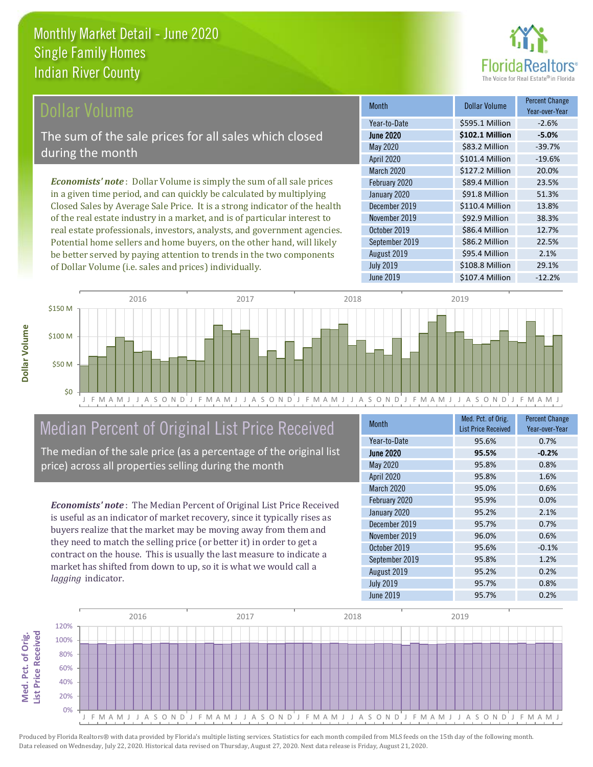# Monthly Market Detail - June 2020
## Single Family Homes
## Indian River County

## Dollar Volume

The sum of the sale prices for all sales which closed during the month

***Economists' note*** : Dollar Volume is simply the sum of all sale prices in a given time period, and can quickly be calculated by multiplying Closed Sales by Average Sale Price. It is a strong indicator of the health of the real estate industry in a market, and is of particular interest to real estate professionals, investors, analysts, and government agencies. Potential home sellers and home buyers, on the other hand, will likely be better served by paying attention to trends in the two components of Dollar Volume (i.e. sales and prices) individually.

| Month | Dollar Volume | Percent Change Year-over-Year |
|---|---|---|
| Year-to-Date | $595.1 Million | -2.6% |
| **June 2020** | **$102.1 Million** | **-5.0%** |
| May 2020 | $83.2 Million | -39.7% |
| April 2020 | $101.4 Million | -19.6% |
| March 2020 | $127.2 Million | 20.0% |
| February 2020 | $89.4 Million | 23.5% |
| January 2020 | $91.8 Million | 51.3% |
| December 2019 | $110.4 Million | 13.8% |
| November 2019 | $92.9 Million | 38.3% |
| October 2019 | $86.4 Million | 12.7% |
| September 2019 | $86.2 Million | 22.5% |
| August 2019 | $95.4 Million | 2.1% |
| July 2019 | $108.8 Million | 29.1% |
| June 2019 | $107.4 Million | -12.2% |

## Median Percent of Original List Price Received

The median of the sale price (as a percentage of the original list price) across all properties selling during the month

***Economists' note*** : The Median Percent of Original List Price Received is useful as an indicator of market recovery, since it typically rises as buyers realize that the market may be moving away from them and they need to match the selling price (or better it) in order to get a contract on the house. This is usually the last measure to indicate a market has shifted from down to up, so it is what we would call a *lagging* indicator.

| Month | Med. Pct. of Orig. List Price Received | Percent Change Year-over-Year |
|---|---|---|
| Year-to-Date | 95.6% | 0.7% |
| **June 2020** | **95.5%** | **-0.2%** |
| May 2020 | 95.8% | 0.8% |
| April 2020 | 95.8% | 1.6% |
| March 2020 | 95.0% | 0.6% |
| February 2020 | 95.9% | 0.0% |
| January 2020 | 95.2% | 2.1% |
| December 2019 | 95.7% | 0.7% |
| November 2019 | 96.0% | 0.6% |
| October 2019 | 95.6% | -0.1% |
| September 2019 | 95.8% | 1.2% |
| August 2019 | 95.2% | 0.2% |
| July 2019 | 95.7% | 0.8% |
| June 2019 | 95.7% | 0.2% |

Produced by Florida Realtors® with data provided by Florida's multiple listing services. Statistics for each month compiled from MLS feeds on the 15th day of the following month. Data released on Wednesday, July 22, 2020. Historical data revised on Thursday, August 27, 2020. Next data release is Friday, August 21, 2020.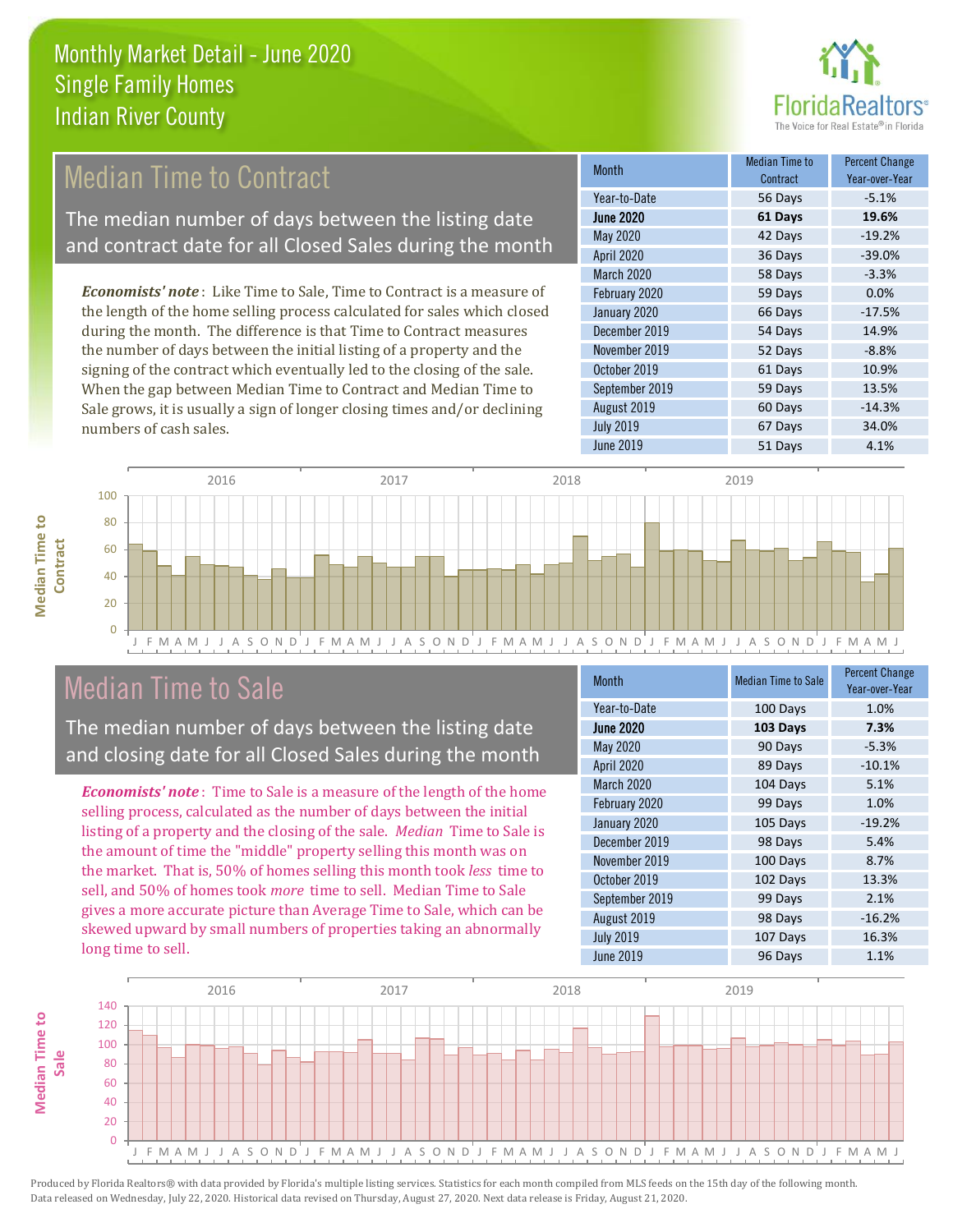# Monthly Market Detail - June 2020
## Single Family Homes
## Indian River County

## Median Time to Contract

The median number of days between the listing date and contract date for all Closed Sales during the month

*Economists' note*: Like Time to Sale, Time to Contract is a measure of the length of the home selling process calculated for sales which closed during the month. The difference is that Time to Contract measures the number of days between the initial listing of a property and the signing of the contract which eventually led to the closing of the sale. When the gap between Median Time to Contract and Median Time to Sale grows, it is usually a sign of longer closing times and/or declining numbers of cash sales.

| Month | Median Time to Contract | Percent Change Year-over-Year |
|---|---|---|
| Year-to-Date | 56 Days | -5.1% |
| **June 2020** | **61 Days** | **19.6%** |
| May 2020 | 42 Days | -19.2% |
| April 2020 | 36 Days | -39.0% |
| March 2020 | 58 Days | -3.3% |
| February 2020 | 59 Days | 0.0% |
| January 2020 | 66 Days | -17.5% |
| December 2019 | 54 Days | 14.9% |
| November 2019 | 52 Days | -8.8% |
| October 2019 | 61 Days | 10.9% |
| September 2019 | 59 Days | 13.5% |
| August 2019 | 60 Days | -14.3% |
| July 2019 | 67 Days | 34.0% |
| June 2019 | 51 Days | 4.1% |

## Median Time to Sale

The median number of days between the listing date and closing date for all Closed Sales during the month

*Economists' note*: Time to Sale is a measure of the length of the home selling process, calculated as the number of days between the initial listing of a property and the closing of the sale. *Median* Time to Sale is the amount of time the "middle" property selling this month was on the market. That is, 50% of homes selling this month took *less* time to sell, and 50% of homes took *more* time to sell. Median Time to Sale gives a more accurate picture than Average Time to Sale, which can be skewed upward by small numbers of properties taking an abnormally long time to sell.

| Month | Median Time to Sale | Percent Change Year-over-Year |
|---|---|---|
| Year-to-Date | 100 Days | 1.0% |
| **June 2020** | **103 Days** | **7.3%** |
| May 2020 | 90 Days | -5.3% |
| April 2020 | 89 Days | -10.1% |
| March 2020 | 104 Days | 5.1% |
| February 2020 | 99 Days | 1.0% |
| January 2020 | 105 Days | -19.2% |
| December 2019 | 98 Days | 5.4% |
| November 2019 | 100 Days | 8.7% |
| October 2019 | 102 Days | 13.3% |
| September 2019 | 99 Days | 2.1% |
| August 2019 | 98 Days | -16.2% |
| July 2019 | 107 Days | 16.3% |
| June 2019 | 96 Days | 1.1% |

Produced by Florida Realtors® with data provided by Florida's multiple listing services. Statistics for each month compiled from MLS feeds on the 15th day of the following month. Data released on Wednesday, July 22, 2020. Historical data revised on Thursday, August 27, 2020. Next data release is Friday, August 21, 2020.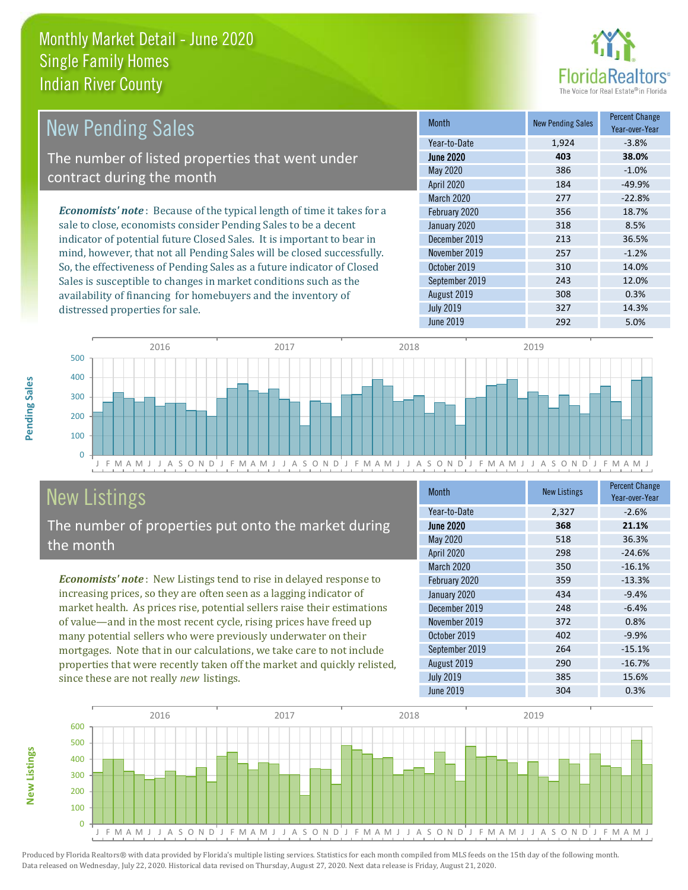# Monthly Market Detail - June 2020
## Single Family Homes
## Indian River County

## New Pending Sales

The number of listed properties that went under contract during the month

***Economists' note***: Because of the typical length of time it takes for a sale to close, economists consider Pending Sales to be a decent indicator of potential future Closed Sales. It is important to bear in mind, however, that not all Pending Sales will be closed successfully. So, the effectiveness of Pending Sales as a future indicator of Closed Sales is susceptible to changes in market conditions such as the availability of financing for homebuyers and the inventory of distressed properties for sale.

| Month | New Pending Sales | Percent Change Year-over-Year |
|---|---|---|
| Year-to-Date | 1,924 | -3.8% |
| **June 2020** | **403** | **38.0%** |
| May 2020 | 386 | -1.0% |
| April 2020 | 184 | -49.9% |
| March 2020 | 277 | -22.8% |
| February 2020 | 356 | 18.7% |
| January 2020 | 318 | 8.5% |
| December 2019 | 213 | 36.5% |
| November 2019 | 257 | -1.2% |
| October 2019 | 310 | 14.0% |
| September 2019 | 243 | 12.0% |
| August 2019 | 308 | 0.3% |
| July 2019 | 327 | 14.3% |
| June 2019 | 292 | 5.0% |

## New Listings

The number of properties put onto the market during the month

***Economists' note***: New Listings tend to rise in delayed response to increasing prices, so they are often seen as a lagging indicator of market health. As prices rise, potential sellers raise their estimations of value—and in the most recent cycle, rising prices have freed up many potential sellers who were previously underwater on their mortgages. Note that in our calculations, we take care to not include properties that were recently taken off the market and quickly relisted, since these are not really *new* listings.

| Month | New Listings | Percent Change Year-over-Year |
|---|---|---|
| Year-to-Date | 2,327 | -2.6% |
| **June 2020** | **368** | **21.1%** |
| May 2020 | 518 | 36.3% |
| April 2020 | 298 | -24.6% |
| March 2020 | 350 | -16.1% |
| February 2020 | 359 | -13.3% |
| January 2020 | 434 | -9.4% |
| December 2019 | 248 | -6.4% |
| November 2019 | 372 | 0.8% |
| October 2019 | 402 | -9.9% |
| September 2019 | 264 | -15.1% |
| August 2019 | 290 | -16.7% |
| July 2019 | 385 | 15.6% |
| June 2019 | 304 | 0.3% |

Produced by Florida Realtors® with data provided by Florida's multiple listing services. Statistics for each month compiled from MLS feeds on the 15th day of the following month. Data released on Wednesday, July 22, 2020. Historical data revised on Thursday, August 27, 2020. Next data release is Friday, August 21, 2020.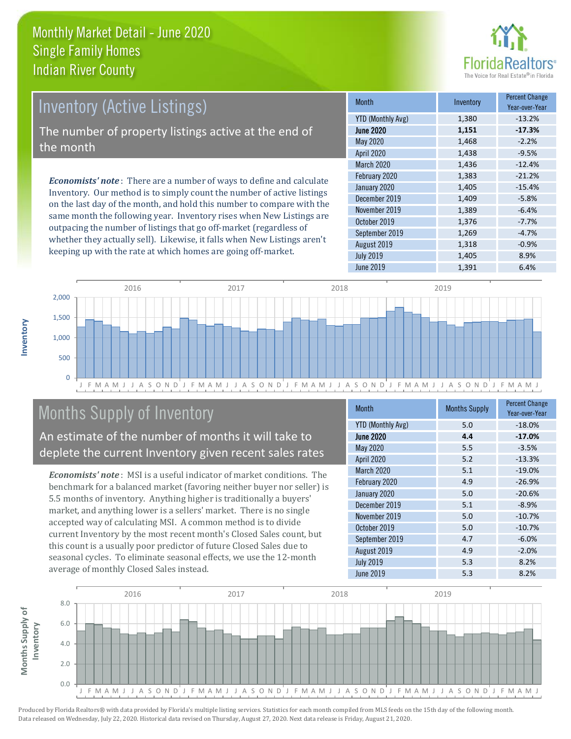# Monthly Market Detail - June 2020
## Single Family Homes
## Indian River County

## Inventory (Active Listings)

The number of property listings active at the end of the month

***Economists' note***: There are a number of ways to define and calculate Inventory. Our method is to simply count the number of active listings on the last day of the month, and hold this number to compare with the same month the following year. Inventory rises when New Listings are outpacing the number of listings that go off-market (regardless of whether they actually sell). Likewise, it falls when New Listings aren't keeping up with the rate at which homes are going off-market.

| Month | Inventory | Percent Change Year-over-Year |
|---|---|---|
| YTD (Monthly Avg) | 1,380 | -13.2% |
| **June 2020** | **1,151** | **-17.3%** |
| May 2020 | 1,468 | -2.2% |
| April 2020 | 1,438 | -9.5% |
| March 2020 | 1,436 | -12.4% |
| February 2020 | 1,383 | -21.2% |
| January 2020 | 1,405 | -15.4% |
| December 2019 | 1,409 | -5.8% |
| November 2019 | 1,389 | -6.4% |
| October 2019 | 1,376 | -7.7% |
| September 2019 | 1,269 | -4.7% |
| August 2019 | 1,318 | -0.9% |
| July 2019 | 1,405 | 8.9% |
| June 2019 | 1,391 | 6.4% |

## Months Supply of Inventory

An estimate of the number of months it will take to deplete the current Inventory given recent sales rates

***Economists' note***: MSI is a useful indicator of market conditions. The benchmark for a balanced market (favoring neither buyer nor seller) is 5.5 months of inventory. Anything higher is traditionally a buyers' market, and anything lower is a sellers' market. There is no single accepted way of calculating MSI. A common method is to divide current Inventory by the most recent month's Closed Sales count, but this count is a usually poor predictor of future Closed Sales due to seasonal cycles. To eliminate seasonal effects, we use the 12-month average of monthly Closed Sales instead.

| Month | Months Supply | Percent Change Year-over-Year |
|---|---|---|
| YTD (Monthly Avg) | 5.0 | -18.0% |
| **June 2020** | **4.4** | **-17.0%** |
| May 2020 | 5.5 | -3.5% |
| April 2020 | 5.2 | -13.3% |
| March 2020 | 5.1 | -19.0% |
| February 2020 | 4.9 | -26.9% |
| January 2020 | 5.0 | -20.6% |
| December 2019 | 5.1 | -8.9% |
| November 2019 | 5.0 | -10.7% |
| October 2019 | 5.0 | -10.7% |
| September 2019 | 4.7 | -6.0% |
| August 2019 | 4.9 | -2.0% |
| July 2019 | 5.3 | 8.2% |
| June 2019 | 5.3 | 8.2% |

Produced by Florida Realtors® with data provided by Florida's multiple listing services. Statistics for each month compiled from MLS feeds on the 15th day of the following month. Data released on Wednesday, July 22, 2020. Historical data revised on Thursday, August 27, 2020. Next data release is Friday, August 21, 2020.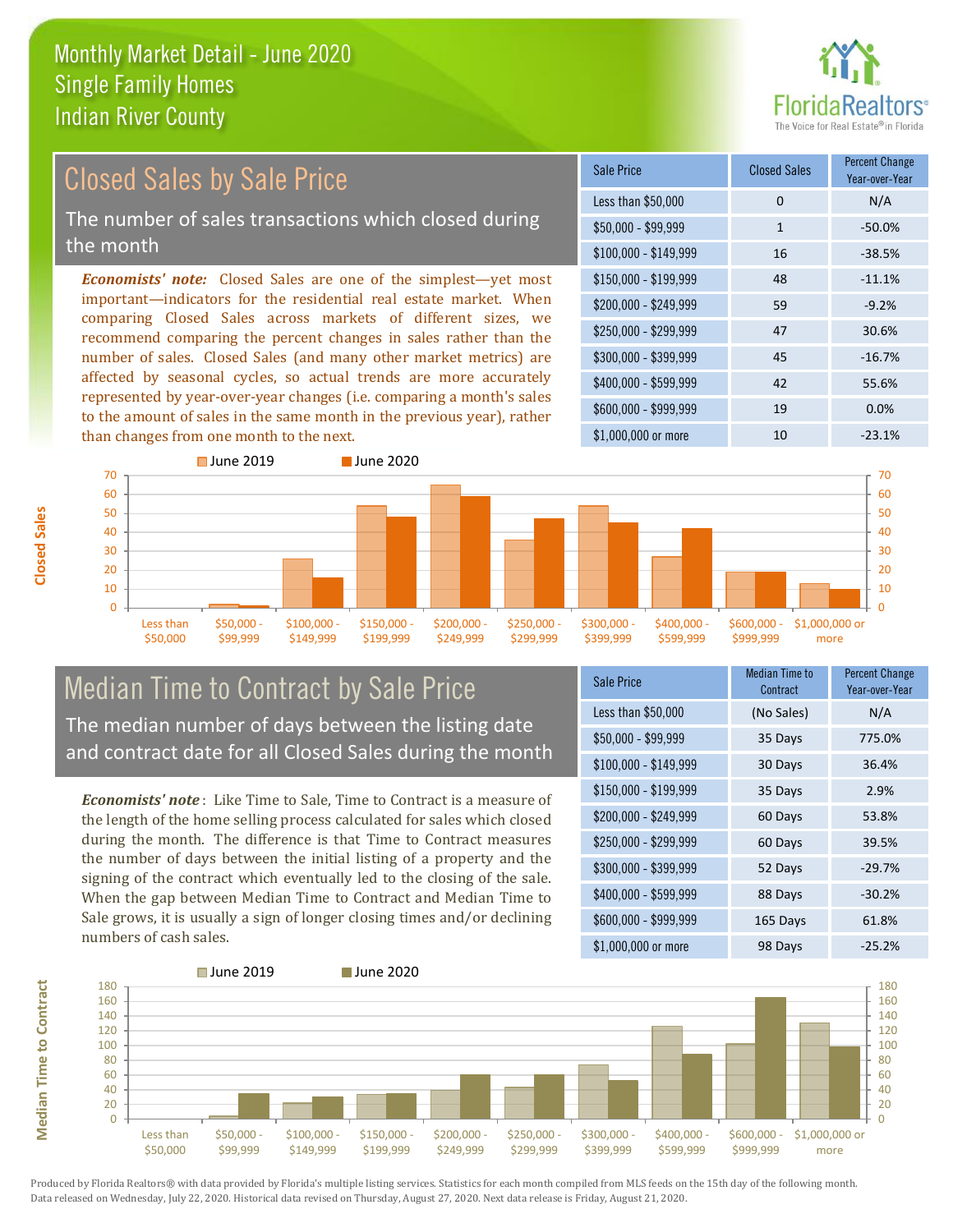# Monthly Market Detail - June 2020
## Single Family Homes
## Indian River County

## Closed Sales by Sale Price

The number of sales transactions which closed during the month

***Economists' note:*** Closed Sales are one of the simplest—yet most important—indicators for the residential real estate market. When comparing Closed Sales across markets of different sizes, we recommend comparing the percent changes in sales rather than the number of sales. Closed Sales (and many other market metrics) are affected by seasonal cycles, so actual trends are more accurately represented by year-over-year changes (i.e. comparing a month's sales to the amount of sales in the same month in the previous year), rather than changes from one month to the next.

| Sale Price | Closed Sales | Percent Change Year-over-Year |
|---|---|---|
| Less than $50,000 | 0 | N/A |
| $50,000 - $99,999 | 1 | -50.0% |
| $100,000 - $149,999 | 16 | -38.5% |
| $150,000 - $199,999 | 48 | -11.1% |
| $200,000 - $249,999 | 59 | -9.2% |
| $250,000 - $299,999 | 47 | 30.6% |
| $300,000 - $399,999 | 45 | -16.7% |
| $400,000 - $599,999 | 42 | 55.6% |
| $600,000 - $999,999 | 19 | 0.0% |
| $1,000,000 or more | 10 | -23.1% |

## Median Time to Contract by Sale Price

The median number of days between the listing date and contract date for all Closed Sales during the month

***Economists' note*** : Like Time to Sale, Time to Contract is a measure of the length of the home selling process calculated for sales which closed during the month. The difference is that Time to Contract measures the number of days between the initial listing of a property and the signing of the contract which eventually led to the closing of the sale. When the gap between Median Time to Contract and Median Time to Sale grows, it is usually a sign of longer closing times and/or declining numbers of cash sales.

| Sale Price | Median Time to Contract | Percent Change Year-over-Year |
|---|---|---|
| Less than $50,000 | (No Sales) | N/A |
| $50,000 - $99,999 | 35 Days | 775.0% |
| $100,000 - $149,999 | 30 Days | 36.4% |
| $150,000 - $199,999 | 35 Days | 2.9% |
| $200,000 - $249,999 | 60 Days | 53.8% |
| $250,000 - $299,999 | 60 Days | 39.5% |
| $300,000 - $399,999 | 52 Days | -29.7% |
| $400,000 - $599,999 | 88 Days | -30.2% |
| $600,000 - $999,999 | 165 Days | 61.8% |
| $1,000,000 or more | 98 Days | -25.2% |

Produced by Florida Realtors® with data provided by Florida's multiple listing services. Statistics for each month compiled from MLS feeds on the 15th day of the following month. Data released on Wednesday, July 22, 2020. Historical data revised on Thursday, August 27, 2020. Next data release is Friday, August 21, 2020.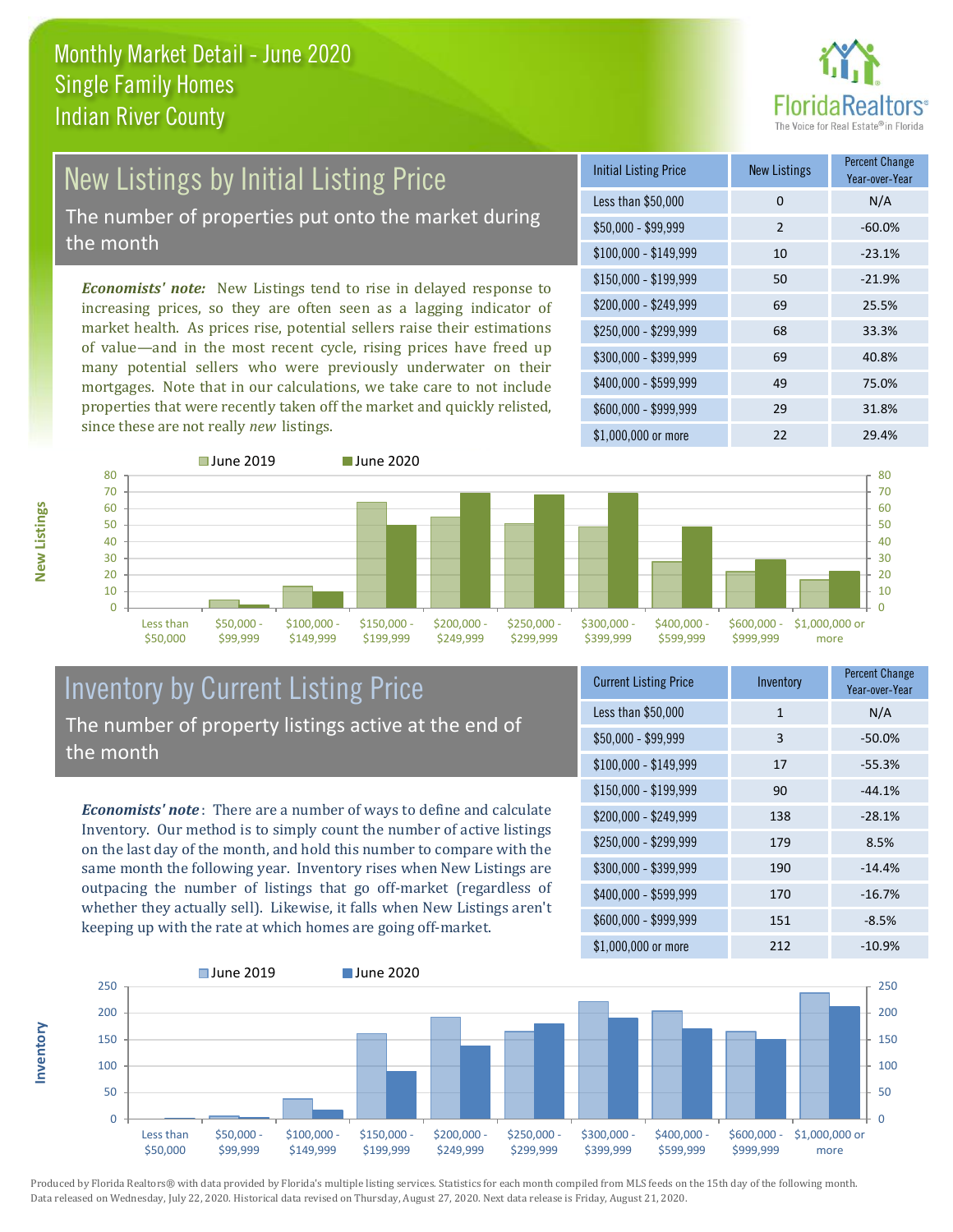# Monthly Market Detail - June 2020
## Single Family Homes
## Indian River County

## New Listings by Initial Listing Price

The number of properties put onto the market during the month

*Economists' note:* New Listings tend to rise in delayed response to increasing prices, so they are often seen as a lagging indicator of market health. As prices rise, potential sellers raise their estimations of value—and in the most recent cycle, rising prices have freed up many potential sellers who were previously underwater on their mortgages. Note that in our calculations, we take care to not include properties that were recently taken off the market and quickly relisted, since these are not really *new* listings.

| Initial Listing Price | New Listings | Percent Change Year-over-Year |
|---|---|---|
| Less than $50,000 | 0 | N/A |
| $50,000 - $99,999 | 2 | -60.0% |
| $100,000 - $149,999 | 10 | -23.1% |
| $150,000 - $199,999 | 50 | -21.9% |
| $200,000 - $249,999 | 69 | 25.5% |
| $250,000 - $299,999 | 68 | 33.3% |
| $300,000 - $399,999 | 69 | 40.8% |
| $400,000 - $599,999 | 49 | 75.0% |
| $600,000 - $999,999 | 29 | 31.8% |
| $1,000,000 or more | 22 | 29.4% |

## Inventory by Current Listing Price

The number of property listings active at the end of the month

*Economists' note*: There are a number of ways to define and calculate Inventory. Our method is to simply count the number of active listings on the last day of the month, and hold this number to compare with the same month the following year. Inventory rises when New Listings are outpacing the number of listings that go off-market (regardless of whether they actually sell). Likewise, it falls when New Listings aren't keeping up with the rate at which homes are going off-market.

| Current Listing Price | Inventory | Percent Change Year-over-Year |
|---|---|---|
| Less than $50,000 | 1 | N/A |
| $50,000 - $99,999 | 3 | -50.0% |
| $100,000 - $149,999 | 17 | -55.3% |
| $150,000 - $199,999 | 90 | -44.1% |
| $200,000 - $249,999 | 138 | -28.1% |
| $250,000 - $299,999 | 179 | 8.5% |
| $300,000 - $399,999 | 190 | -14.4% |
| $400,000 - $599,999 | 170 | -16.7% |
| $600,000 - $999,999 | 151 | -8.5% |
| $1,000,000 or more | 212 | -10.9% |

Produced by Florida Realtors® with data provided by Florida's multiple listing services. Statistics for each month compiled from MLS feeds on the 15th day of the following month. Data released on Wednesday, July 22, 2020. Historical data revised on Thursday, August 27, 2020. Next data release is Friday, August 21, 2020.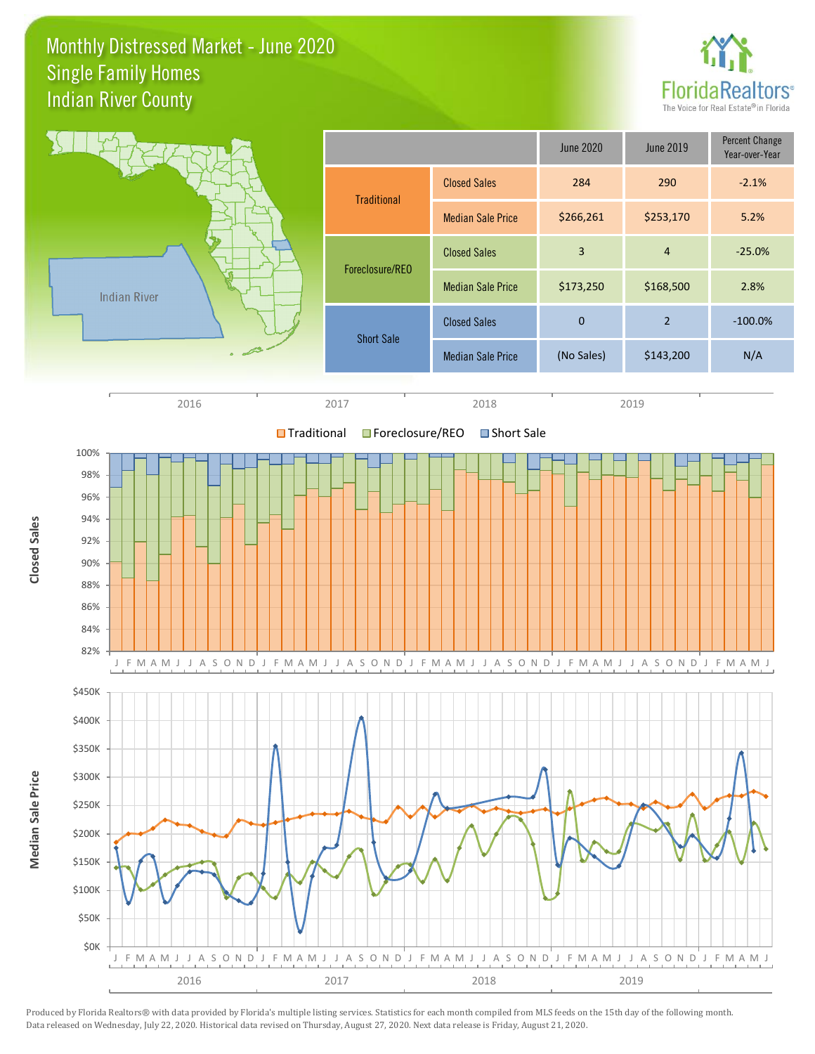# Monthly Distressed Market - June 2020
## Single Family Homes
## Indian River County

FloridaRealtors®
The Voice for Real Estate® in Florida

Indian River

| | | June 2020 | June 2019 | Percent Change Year-over-Year |
|---|---|---|---|---|
| Traditional | Closed Sales | 284 | 290 | -2.1% |
| | Median Sale Price | $266,261 | $253,170 | 5.2% |
| Foreclosure/REO | Closed Sales | 3 | 4 | -25.0% |
| | Median Sale Price | $173,250 | $168,500 | 2.8% |
| Short Sale | Closed Sales | 0 | 2 | -100.0% |
| | Median Sale Price | (No Sales) | $143,200 | N/A |

2016 2017 2018 2019

Traditional  Foreclosure/REO  Short Sale

Closed Sales

100%
98%
96%
94%
92%
90%
88%
86%
84%
82%

J F M A M J J A S O N D J F M A M J J A S O N D J F M A M J J A S O N D J F M A M J J A S O N D J F M A M J

Median Sale Price

$450K
$400K
$350K
$300K
$250K
$200K
$150K
$100K
$50K
$0K

J F M A M J J A S O N D J F M A M J J A S O N D J F M A M J J A S O N D J F M A M J J A S O N D J F M A M J

2016 2017 2018 2019

Produced by Florida Realtors® with data provided by Florida's multiple listing services. Statistics for each month compiled from MLS feeds on the 15th day of the following month. Data released on Wednesday, July 22, 2020. Historical data revised on Thursday, August 27, 2020. Next data release is Friday, August 21, 2020.